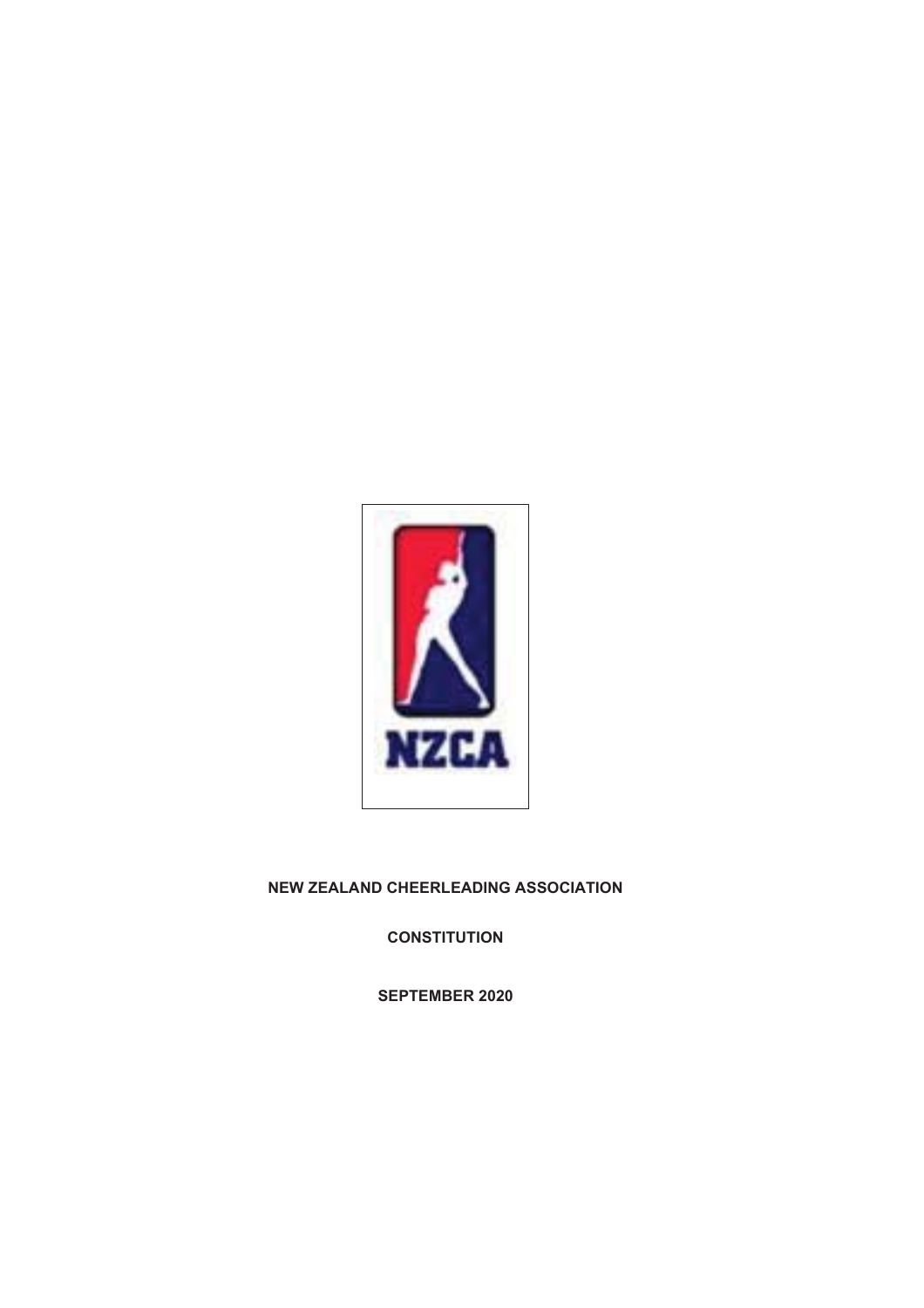NZCA

**NEW ZEALAND CHEERLEADING ASSOCIATION**

**CONSTITUTION**

**SEPTEMBER 2020**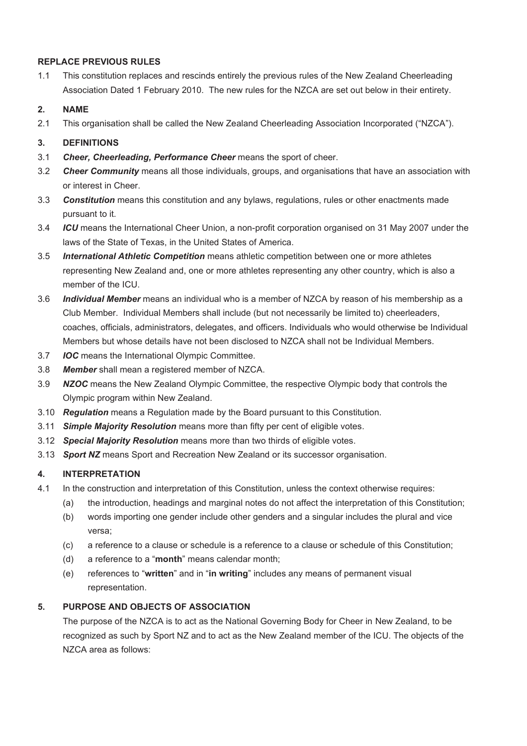**REPLACE PREVIOUS RULES**

1.1 This constitution replaces and rescinds entirely the previous rules of the New Zealand Cheerleading Association Dated 1 February 2010. The new rules for the NZCA are set out below in their entirety.

**2. NAME**

2.1 This organisation shall be called the New Zealand Cheerleading Association Incorporated ("NZCA").

**3. DEFINITIONS**

3.1 ***Cheer, Cheerleading, Performance Cheer*** means the sport of cheer.

3.2 ***Cheer Community*** means all those individuals, groups, and organisations that have an association with or interest in Cheer.

3.3 ***Constitution*** means this constitution and any bylaws, regulations, rules or other enactments made pursuant to it.

3.4 ***ICU*** means the International Cheer Union, a non-profit corporation organised on 31 May 2007 under the laws of the State of Texas, in the United States of America.

3.5 ***International Athletic Competition*** means athletic competition between one or more athletes representing New Zealand and, one or more athletes representing any other country, which is also a member of the ICU.

3.6 ***Individual Member*** means an individual who is a member of NZCA by reason of his membership as a Club Member. Individual Members shall include (but not necessarily be limited to) cheerleaders, coaches, officials, administrators, delegates, and officers. Individuals who would otherwise be Individual Members but whose details have not been disclosed to NZCA shall not be Individual Members.

3.7 ***IOC*** means the International Olympic Committee.

3.8 ***Member*** shall mean a registered member of NZCA.

3.9 ***NZOC*** means the New Zealand Olympic Committee, the respective Olympic body that controls the Olympic program within New Zealand.

3.10 ***Regulation*** means a Regulation made by the Board pursuant to this Constitution.

3.11 ***Simple Majority Resolution*** means more than fifty per cent of eligible votes.

3.12 ***Special Majority Resolution*** means more than two thirds of eligible votes.

3.13 ***Sport NZ*** means Sport and Recreation New Zealand or its successor organisation.

**4. INTERPRETATION**

4.1 In the construction and interpretation of this Constitution, unless the context otherwise requires:

(a) the introduction, headings and marginal notes do not affect the interpretation of this Constitution;

(b) words importing one gender include other genders and a singular includes the plural and vice versa;

(c) a reference to a clause or schedule is a reference to a clause or schedule of this Constitution;

(d) a reference to a "**month**" means calendar month;

(e) references to "**written**" and in "**in writing**" includes any means of permanent visual representation.

**5. PURPOSE AND OBJECTS OF ASSOCIATION**

The purpose of the NZCA is to act as the National Governing Body for Cheer in New Zealand, to be recognized as such by Sport NZ and to act as the New Zealand member of the ICU. The objects of the NZCA area as follows: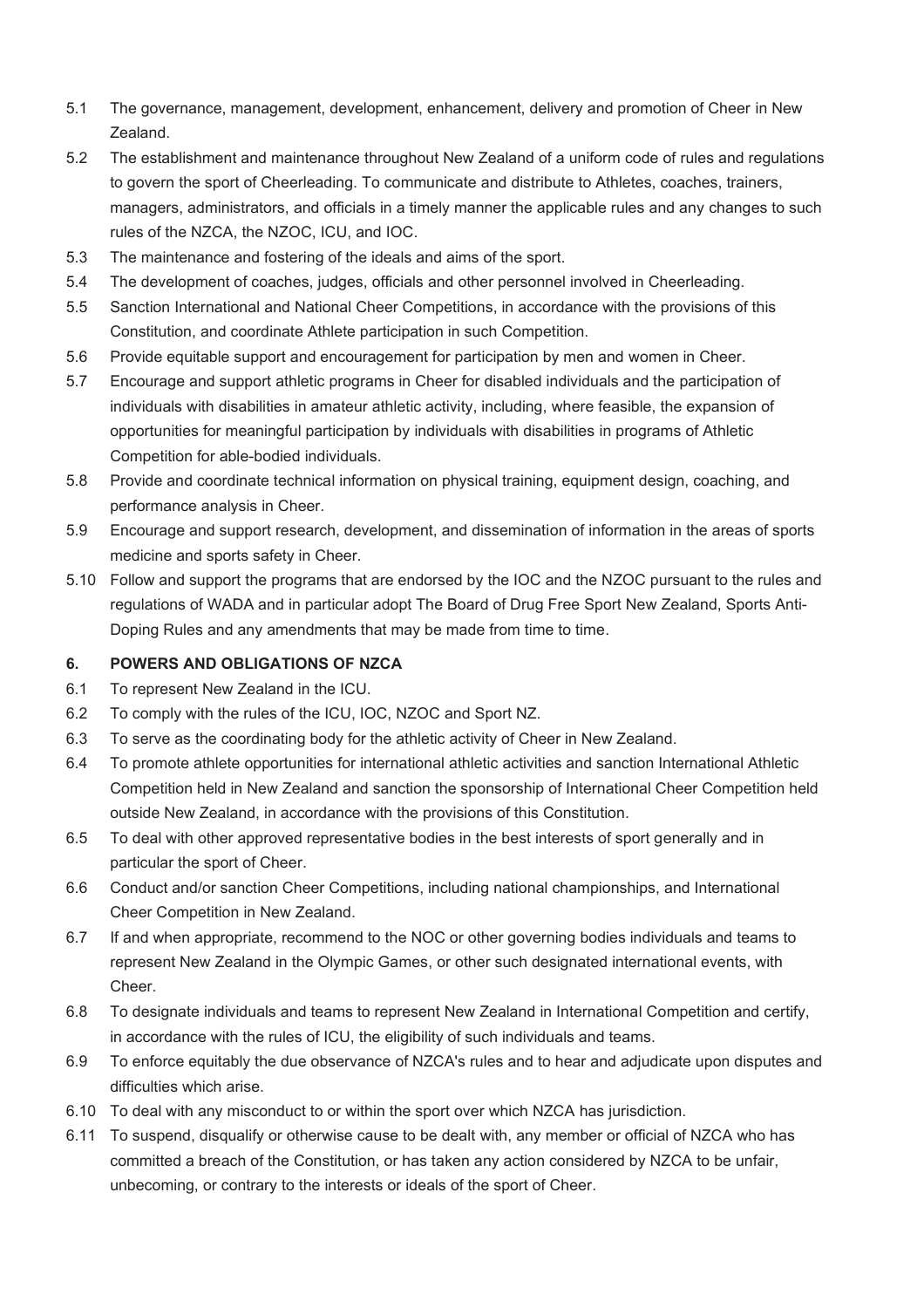5.1 The governance, management, development, enhancement, delivery and promotion of Cheer in New Zealand.

5.2 The establishment and maintenance throughout New Zealand of a uniform code of rules and regulations to govern the sport of Cheerleading. To communicate and distribute to Athletes, coaches, trainers, managers, administrators, and officials in a timely manner the applicable rules and any changes to such rules of the NZCA, the NZOC, ICU, and IOC.

5.3 The maintenance and fostering of the ideals and aims of the sport.

5.4 The development of coaches, judges, officials and other personnel involved in Cheerleading.

5.5 Sanction International and National Cheer Competitions, in accordance with the provisions of this Constitution, and coordinate Athlete participation in such Competition.

5.6 Provide equitable support and encouragement for participation by men and women in Cheer.

5.7 Encourage and support athletic programs in Cheer for disabled individuals and the participation of individuals with disabilities in amateur athletic activity, including, where feasible, the expansion of opportunities for meaningful participation by individuals with disabilities in programs of Athletic Competition for able-bodied individuals.

5.8 Provide and coordinate technical information on physical training, equipment design, coaching, and performance analysis in Cheer.

5.9 Encourage and support research, development, and dissemination of information in the areas of sports medicine and sports safety in Cheer.

5.10 Follow and support the programs that are endorsed by the IOC and the NZOC pursuant to the rules and regulations of WADA and in particular adopt The Board of Drug Free Sport New Zealand, Sports Anti-Doping Rules and any amendments that may be made from time to time.

## 6. POWERS AND OBLIGATIONS OF NZCA

6.1 To represent New Zealand in the ICU.

6.2 To comply with the rules of the ICU, IOC, NZOC and Sport NZ.

6.3 To serve as the coordinating body for the athletic activity of Cheer in New Zealand.

6.4 To promote athlete opportunities for international athletic activities and sanction International Athletic Competition held in New Zealand and sanction the sponsorship of International Cheer Competition held outside New Zealand, in accordance with the provisions of this Constitution.

6.5 To deal with other approved representative bodies in the best interests of sport generally and in particular the sport of Cheer.

6.6 Conduct and/or sanction Cheer Competitions, including national championships, and International Cheer Competition in New Zealand.

6.7 If and when appropriate, recommend to the NOC or other governing bodies individuals and teams to represent New Zealand in the Olympic Games, or other such designated international events, with Cheer.

6.8 To designate individuals and teams to represent New Zealand in International Competition and certify, in accordance with the rules of ICU, the eligibility of such individuals and teams.

6.9 To enforce equitably the due observance of NZCA's rules and to hear and adjudicate upon disputes and difficulties which arise.

6.10 To deal with any misconduct to or within the sport over which NZCA has jurisdiction.

6.11 To suspend, disqualify or otherwise cause to be dealt with, any member or official of NZCA who has committed a breach of the Constitution, or has taken any action considered by NZCA to be unfair, unbecoming, or contrary to the interests or ideals of the sport of Cheer.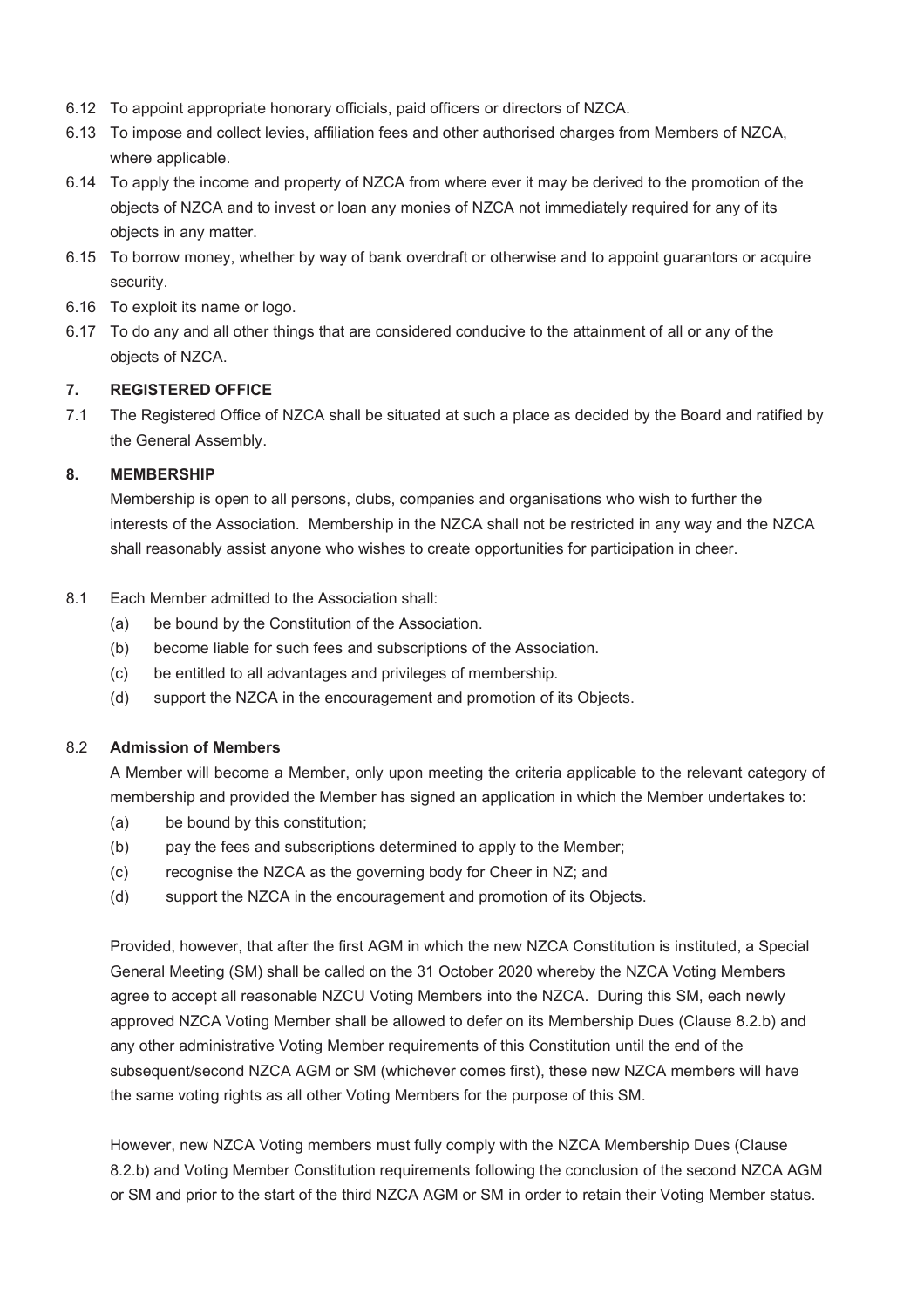6.12 To appoint appropriate honorary officials, paid officers or directors of NZCA.

6.13 To impose and collect levies, affiliation fees and other authorised charges from Members of NZCA, where applicable.

6.14 To apply the income and property of NZCA from where ever it may be derived to the promotion of the objects of NZCA and to invest or loan any monies of NZCA not immediately required for any of its objects in any matter.

6.15 To borrow money, whether by way of bank overdraft or otherwise and to appoint guarantors or acquire security.

6.16 To exploit its name or logo.

6.17 To do any and all other things that are considered conducive to the attainment of all or any of the objects of NZCA.

## 7. REGISTERED OFFICE

7.1 The Registered Office of NZCA shall be situated at such a place as decided by the Board and ratified by the General Assembly.

## 8. MEMBERSHIP

Membership is open to all persons, clubs, companies and organisations who wish to further the interests of the Association. Membership in the NZCA shall not be restricted in any way and the NZCA shall reasonably assist anyone who wishes to create opportunities for participation in cheer.

8.1 Each Member admitted to the Association shall:

(a) be bound by the Constitution of the Association.

(b) become liable for such fees and subscriptions of the Association.

(c) be entitled to all advantages and privileges of membership.

(d) support the NZCA in the encouragement and promotion of its Objects.

### 8.2 Admission of Members

A Member will become a Member, only upon meeting the criteria applicable to the relevant category of membership and provided the Member has signed an application in which the Member undertakes to:

(a) be bound by this constitution;

(b) pay the fees and subscriptions determined to apply to the Member;

(c) recognise the NZCA as the governing body for Cheer in NZ; and

(d) support the NZCA in the encouragement and promotion of its Objects.

Provided, however, that after the first AGM in which the new NZCA Constitution is instituted, a Special General Meeting (SM) shall be called on the 31 October 2020 whereby the NZCA Voting Members agree to accept all reasonable NZCU Voting Members into the NZCA. During this SM, each newly approved NZCA Voting Member shall be allowed to defer on its Membership Dues (Clause 8.2.b) and any other administrative Voting Member requirements of this Constitution until the end of the subsequent/second NZCA AGM or SM (whichever comes first), these new NZCA members will have the same voting rights as all other Voting Members for the purpose of this SM.

However, new NZCA Voting members must fully comply with the NZCA Membership Dues (Clause 8.2.b) and Voting Member Constitution requirements following the conclusion of the second NZCA AGM or SM and prior to the start of the third NZCA AGM or SM in order to retain their Voting Member status.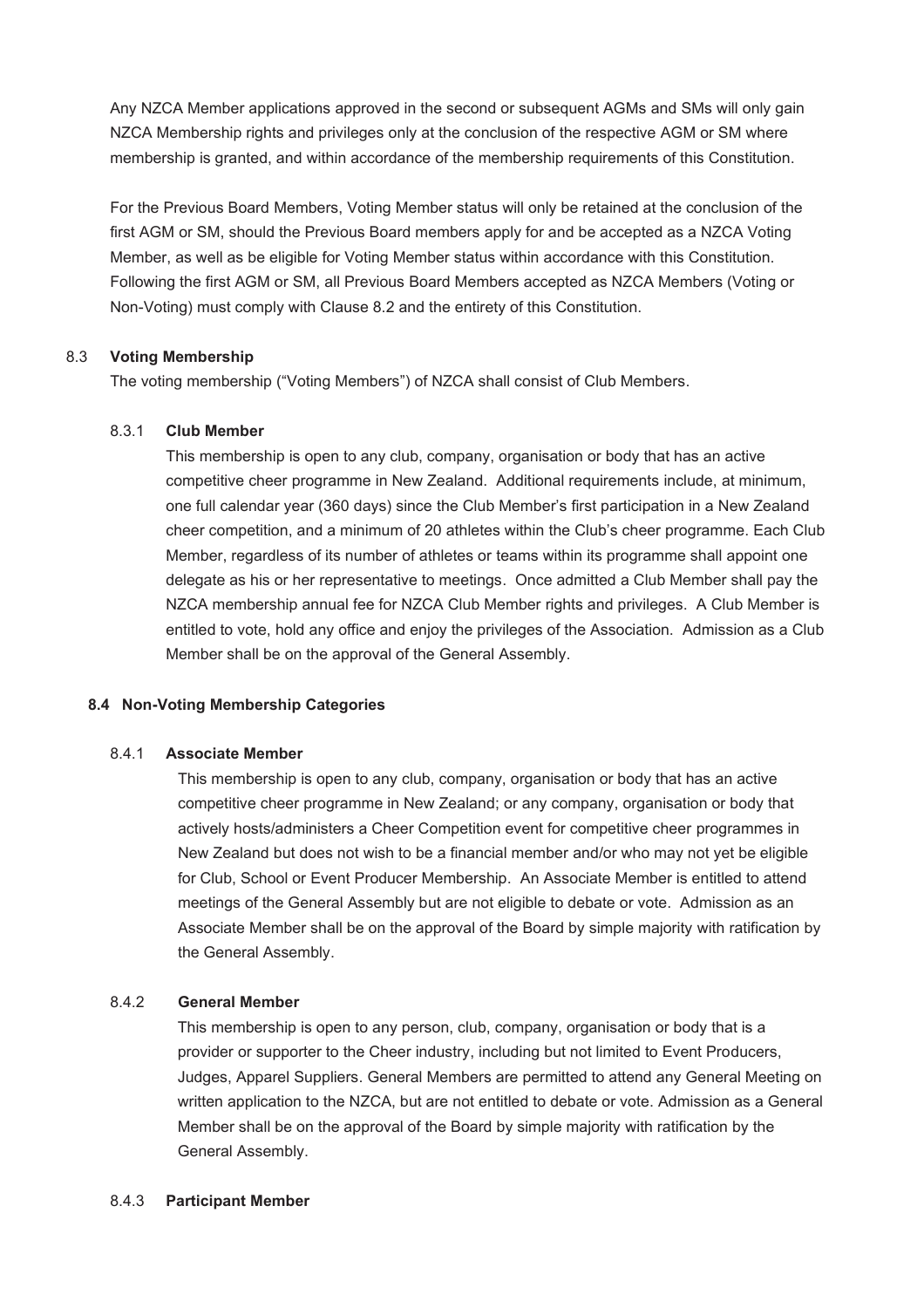Any NZCA Member applications approved in the second or subsequent AGMs and SMs will only gain NZCA Membership rights and privileges only at the conclusion of the respective AGM or SM where membership is granted, and within accordance of the membership requirements of this Constitution.

For the Previous Board Members, Voting Member status will only be retained at the conclusion of the first AGM or SM, should the Previous Board members apply for and be accepted as a NZCA Voting Member, as well as be eligible for Voting Member status within accordance with this Constitution. Following the first AGM or SM, all Previous Board Members accepted as NZCA Members (Voting or Non-Voting) must comply with Clause 8.2 and the entirety of this Constitution.

### 8.3 Voting Membership

The voting membership ("Voting Members") of NZCA shall consist of Club Members.

#### 8.3.1 Club Member

This membership is open to any club, company, organisation or body that has an active competitive cheer programme in New Zealand. Additional requirements include, at minimum, one full calendar year (360 days) since the Club Member's first participation in a New Zealand cheer competition, and a minimum of 20 athletes within the Club's cheer programme. Each Club Member, regardless of its number of athletes or teams within its programme shall appoint one delegate as his or her representative to meetings. Once admitted a Club Member shall pay the NZCA membership annual fee for NZCA Club Member rights and privileges. A Club Member is entitled to vote, hold any office and enjoy the privileges of the Association. Admission as a Club Member shall be on the approval of the General Assembly.

### 8.4 Non-Voting Membership Categories

#### 8.4.1 Associate Member

This membership is open to any club, company, organisation or body that has an active competitive cheer programme in New Zealand; or any company, organisation or body that actively hosts/administers a Cheer Competition event for competitive cheer programmes in New Zealand but does not wish to be a financial member and/or who may not yet be eligible for Club, School or Event Producer Membership. An Associate Member is entitled to attend meetings of the General Assembly but are not eligible to debate or vote. Admission as an Associate Member shall be on the approval of the Board by simple majority with ratification by the General Assembly.

#### 8.4.2 General Member

This membership is open to any person, club, company, organisation or body that is a provider or supporter to the Cheer industry, including but not limited to Event Producers, Judges, Apparel Suppliers. General Members are permitted to attend any General Meeting on written application to the NZCA, but are not entitled to debate or vote. Admission as a General Member shall be on the approval of the Board by simple majority with ratification by the General Assembly.

#### 8.4.3 Participant Member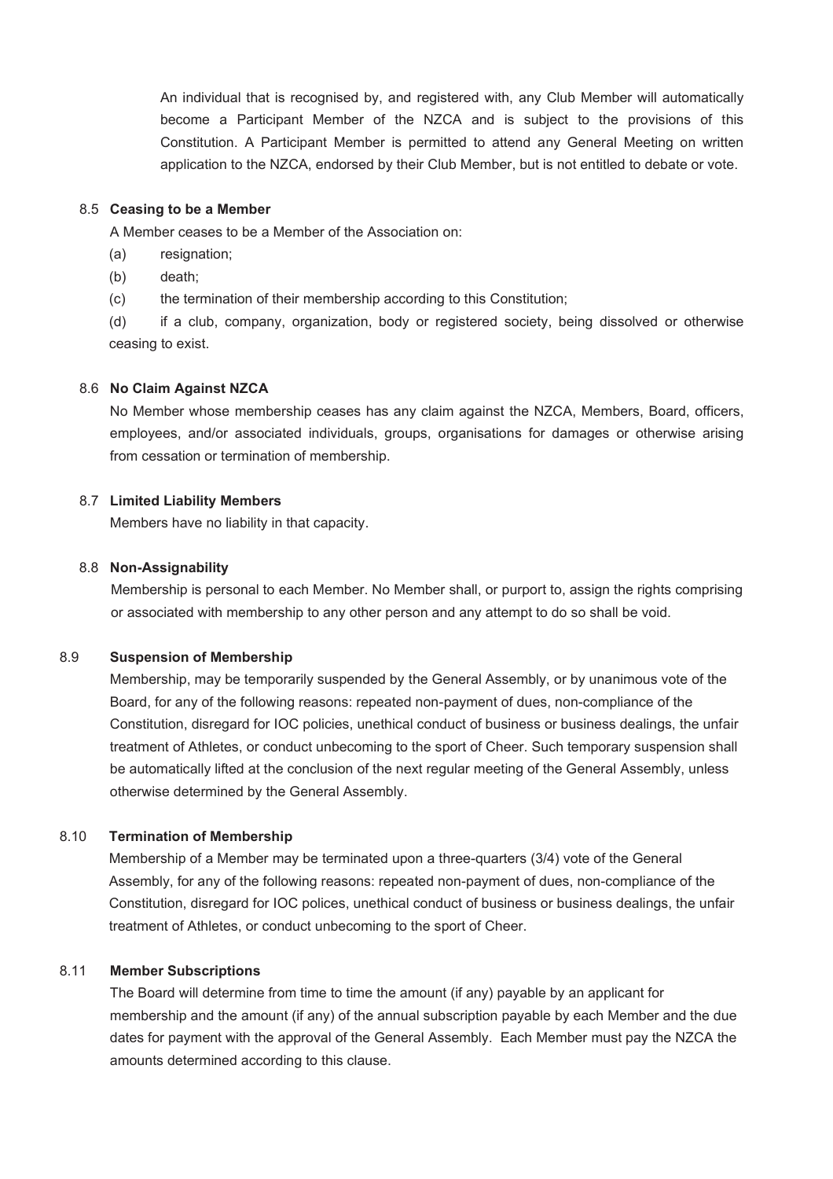An individual that is recognised by, and registered with, any Club Member will automatically become a Participant Member of the NZCA and is subject to the provisions of this Constitution. A Participant Member is permitted to attend any General Meeting on written application to the NZCA, endorsed by their Club Member, but is not entitled to debate or vote.

### 8.5 Ceasing to be a Member

A Member ceases to be a Member of the Association on:

(a) resignation;

(b) death;

(c) the termination of their membership according to this Constitution;

(d) if a club, company, organization, body or registered society, being dissolved or otherwise ceasing to exist.

### 8.6 No Claim Against NZCA

No Member whose membership ceases has any claim against the NZCA, Members, Board, officers, employees, and/or associated individuals, groups, organisations for damages or otherwise arising from cessation or termination of membership.

### 8.7 Limited Liability Members

Members have no liability in that capacity.

### 8.8 Non-Assignability

Membership is personal to each Member. No Member shall, or purport to, assign the rights comprising or associated with membership to any other person and any attempt to do so shall be void.

### 8.9 Suspension of Membership

Membership, may be temporarily suspended by the General Assembly, or by unanimous vote of the Board, for any of the following reasons: repeated non-payment of dues, non-compliance of the Constitution, disregard for IOC policies, unethical conduct of business or business dealings, the unfair treatment of Athletes, or conduct unbecoming to the sport of Cheer. Such temporary suspension shall be automatically lifted at the conclusion of the next regular meeting of the General Assembly, unless otherwise determined by the General Assembly.

### 8.10 Termination of Membership

Membership of a Member may be terminated upon a three-quarters (3/4) vote of the General Assembly, for any of the following reasons: repeated non-payment of dues, non-compliance of the Constitution, disregard for IOC polices, unethical conduct of business or business dealings, the unfair treatment of Athletes, or conduct unbecoming to the sport of Cheer.

### 8.11 Member Subscriptions

The Board will determine from time to time the amount (if any) payable by an applicant for membership and the amount (if any) of the annual subscription payable by each Member and the due dates for payment with the approval of the General Assembly. Each Member must pay the NZCA the amounts determined according to this clause.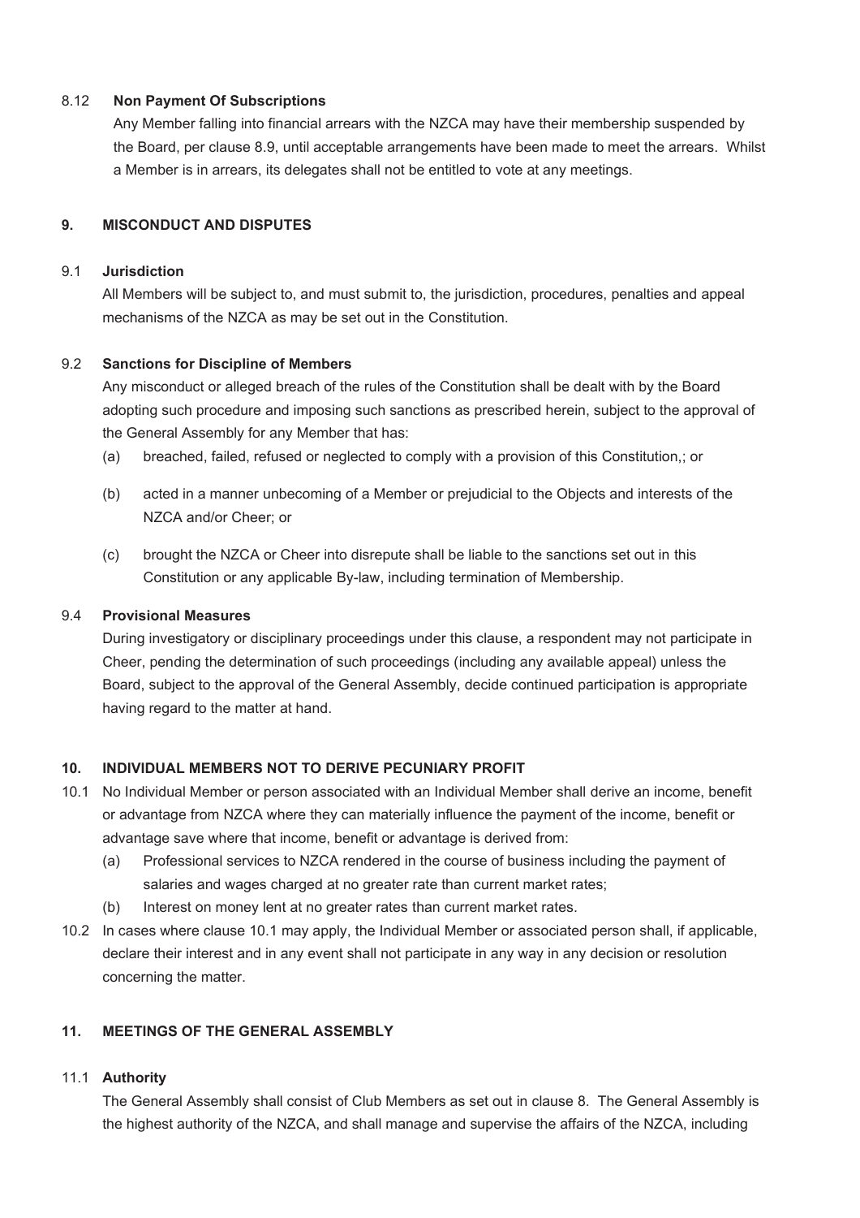8.12 **Non Payment Of Subscriptions**

Any Member falling into financial arrears with the NZCA may have their membership suspended by the Board, per clause 8.9, until acceptable arrangements have been made to meet the arrears. Whilst a Member is in arrears, its delegates shall not be entitled to vote at any meetings.

## 9. MISCONDUCT AND DISPUTES

9.1 **Jurisdiction**

All Members will be subject to, and must submit to, the jurisdiction, procedures, penalties and appeal mechanisms of the NZCA as may be set out in the Constitution.

9.2 **Sanctions for Discipline of Members**

Any misconduct or alleged breach of the rules of the Constitution shall be dealt with by the Board adopting such procedure and imposing such sanctions as prescribed herein, subject to the approval of the General Assembly for any Member that has:

(a) breached, failed, refused or neglected to comply with a provision of this Constitution,; or

(b) acted in a manner unbecoming of a Member or prejudicial to the Objects and interests of the NZCA and/or Cheer; or

(c) brought the NZCA or Cheer into disrepute shall be liable to the sanctions set out in this Constitution or any applicable By-law, including termination of Membership.

9.4 **Provisional Measures**

During investigatory or disciplinary proceedings under this clause, a respondent may not participate in Cheer, pending the determination of such proceedings (including any available appeal) unless the Board, subject to the approval of the General Assembly, decide continued participation is appropriate having regard to the matter at hand.

## 10. INDIVIDUAL MEMBERS NOT TO DERIVE PECUNIARY PROFIT

10.1 No Individual Member or person associated with an Individual Member shall derive an income, benefit or advantage from NZCA where they can materially influence the payment of the income, benefit or advantage save where that income, benefit or advantage is derived from:

(a) Professional services to NZCA rendered in the course of business including the payment of salaries and wages charged at no greater rate than current market rates;

(b) Interest on money lent at no greater rates than current market rates.

10.2 In cases where clause 10.1 may apply, the Individual Member or associated person shall, if applicable, declare their interest and in any event shall not participate in any way in any decision or resolution concerning the matter.

## 11. MEETINGS OF THE GENERAL ASSEMBLY

11.1 **Authority**

The General Assembly shall consist of Club Members as set out in clause 8. The General Assembly is the highest authority of the NZCA, and shall manage and supervise the affairs of the NZCA, including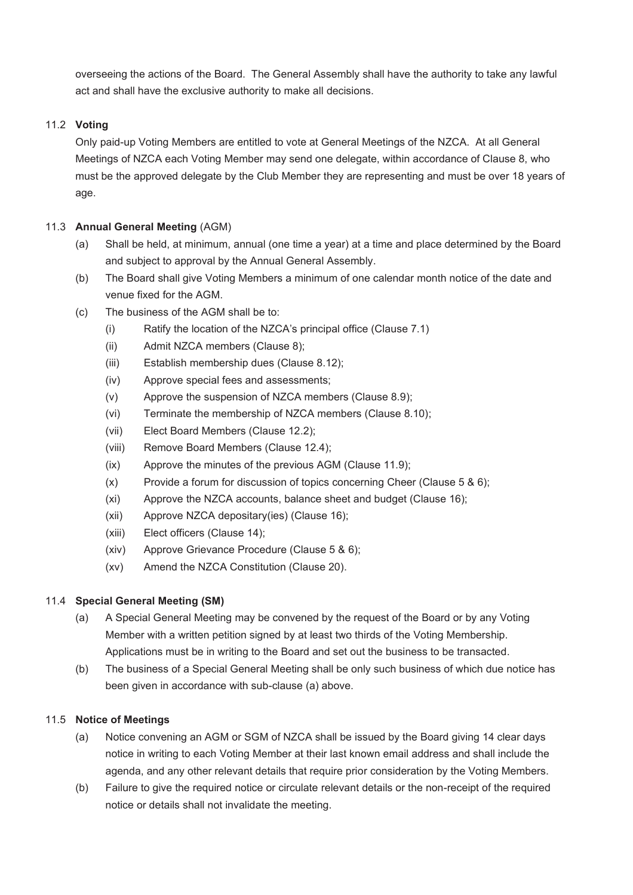overseeing the actions of the Board. The General Assembly shall have the authority to take any lawful act and shall have the exclusive authority to make all decisions.

### 11.2 **Voting**

Only paid-up Voting Members are entitled to vote at General Meetings of the NZCA. At all General Meetings of NZCA each Voting Member may send one delegate, within accordance of Clause 8, who must be the approved delegate by the Club Member they are representing and must be over 18 years of age.

### 11.3 **Annual General Meeting** (AGM)

(a) Shall be held, at minimum, annual (one time a year) at a time and place determined by the Board and subject to approval by the Annual General Assembly.

(b) The Board shall give Voting Members a minimum of one calendar month notice of the date and venue fixed for the AGM.

(c) The business of the AGM shall be to:

- (i) Ratify the location of the NZCA's principal office (Clause 7.1)
- (ii) Admit NZCA members (Clause 8);
- (iii) Establish membership dues (Clause 8.12);
- (iv) Approve special fees and assessments;
- (v) Approve the suspension of NZCA members (Clause 8.9);
- (vi) Terminate the membership of NZCA members (Clause 8.10);
- (vii) Elect Board Members (Clause 12.2);
- (viii) Remove Board Members (Clause 12.4);
- (ix) Approve the minutes of the previous AGM (Clause 11.9);
- (x) Provide a forum for discussion of topics concerning Cheer (Clause 5 & 6);
- (xi) Approve the NZCA accounts, balance sheet and budget (Clause 16);
- (xii) Approve NZCA depositary(ies) (Clause 16);
- (xiii) Elect officers (Clause 14);
- (xiv) Approve Grievance Procedure (Clause 5 & 6);
- (xv) Amend the NZCA Constitution (Clause 20).

### 11.4 **Special General Meeting (SM)**

(a) A Special General Meeting may be convened by the request of the Board or by any Voting Member with a written petition signed by at least two thirds of the Voting Membership. Applications must be in writing to the Board and set out the business to be transacted.

(b) The business of a Special General Meeting shall be only such business of which due notice has been given in accordance with sub-clause (a) above.

### 11.5 **Notice of Meetings**

(a) Notice convening an AGM or SGM of NZCA shall be issued by the Board giving 14 clear days notice in writing to each Voting Member at their last known email address and shall include the agenda, and any other relevant details that require prior consideration by the Voting Members.

(b) Failure to give the required notice or circulate relevant details or the non-receipt of the required notice or details shall not invalidate the meeting.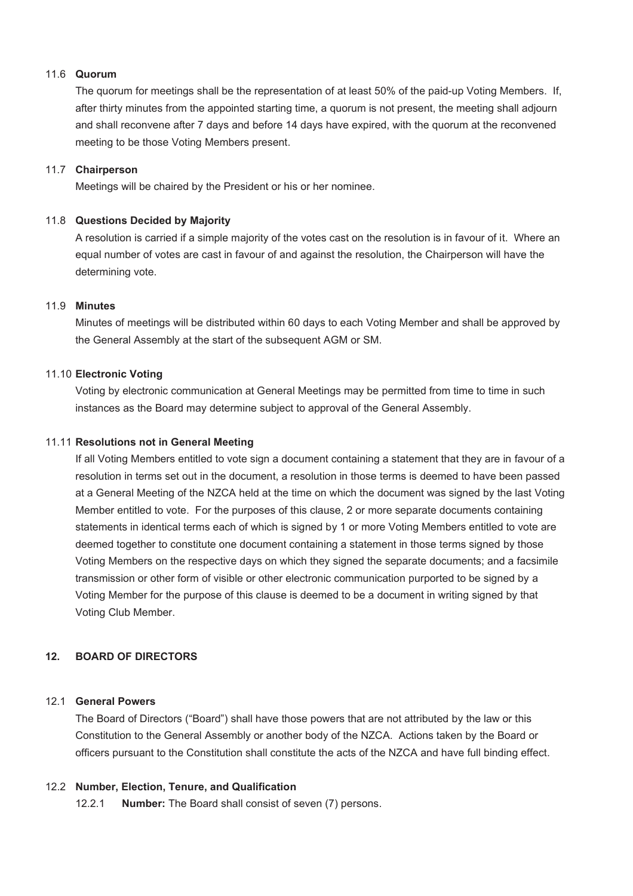### 11.6 Quorum

The quorum for meetings shall be the representation of at least 50% of the paid-up Voting Members. If, after thirty minutes from the appointed starting time, a quorum is not present, the meeting shall adjourn and shall reconvene after 7 days and before 14 days have expired, with the quorum at the reconvened meeting to be those Voting Members present.

### 11.7 Chairperson

Meetings will be chaired by the President or his or her nominee.

### 11.8 Questions Decided by Majority

A resolution is carried if a simple majority of the votes cast on the resolution is in favour of it. Where an equal number of votes are cast in favour of and against the resolution, the Chairperson will have the determining vote.

### 11.9 Minutes

Minutes of meetings will be distributed within 60 days to each Voting Member and shall be approved by the General Assembly at the start of the subsequent AGM or SM.

### 11.10 Electronic Voting

Voting by electronic communication at General Meetings may be permitted from time to time in such instances as the Board may determine subject to approval of the General Assembly.

### 11.11 Resolutions not in General Meeting

If all Voting Members entitled to vote sign a document containing a statement that they are in favour of a resolution in terms set out in the document, a resolution in those terms is deemed to have been passed at a General Meeting of the NZCA held at the time on which the document was signed by the last Voting Member entitled to vote. For the purposes of this clause, 2 or more separate documents containing statements in identical terms each of which is signed by 1 or more Voting Members entitled to vote are deemed together to constitute one document containing a statement in those terms signed by those Voting Members on the respective days on which they signed the separate documents; and a facsimile transmission or other form of visible or other electronic communication purported to be signed by a Voting Member for the purpose of this clause is deemed to be a document in writing signed by that Voting Club Member.

## 12. BOARD OF DIRECTORS

### 12.1 General Powers

The Board of Directors ("Board") shall have those powers that are not attributed by the law or this Constitution to the General Assembly or another body of the NZCA. Actions taken by the Board or officers pursuant to the Constitution shall constitute the acts of the NZCA and have full binding effect.

### 12.2 Number, Election, Tenure, and Qualification

12.2.1 **Number:** The Board shall consist of seven (7) persons.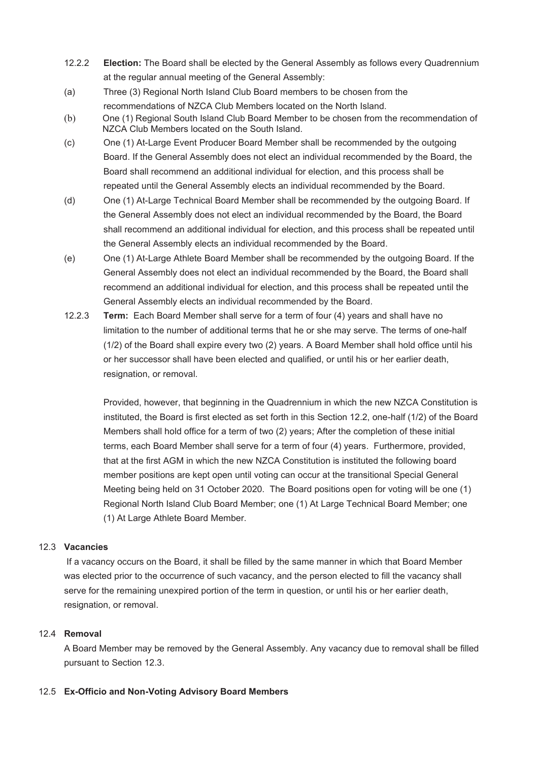12.2.2 **Election:** The Board shall be elected by the General Assembly as follows every Quadrennium at the regular annual meeting of the General Assembly:

(a) Three (3) Regional North Island Club Board members to be chosen from the recommendations of NZCA Club Members located on the North Island.

(b) One (1) Regional South Island Club Board Member to be chosen from the recommendation of NZCA Club Members located on the South Island.

(c) One (1) At-Large Event Producer Board Member shall be recommended by the outgoing Board. If the General Assembly does not elect an individual recommended by the Board, the Board shall recommend an additional individual for election, and this process shall be repeated until the General Assembly elects an individual recommended by the Board.

(d) One (1) At-Large Technical Board Member shall be recommended by the outgoing Board. If the General Assembly does not elect an individual recommended by the Board, the Board shall recommend an additional individual for election, and this process shall be repeated until the General Assembly elects an individual recommended by the Board.

(e) One (1) At-Large Athlete Board Member shall be recommended by the outgoing Board. If the General Assembly does not elect an individual recommended by the Board, the Board shall recommend an additional individual for election, and this process shall be repeated until the General Assembly elects an individual recommended by the Board.

12.2.3 **Term:** Each Board Member shall serve for a term of four (4) years and shall have no limitation to the number of additional terms that he or she may serve. The terms of one-half (1/2) of the Board shall expire every two (2) years. A Board Member shall hold office until his or her successor shall have been elected and qualified, or until his or her earlier death, resignation, or removal.

Provided, however, that beginning in the Quadrennium in which the new NZCA Constitution is instituted, the Board is first elected as set forth in this Section 12.2, one-half (1/2) of the Board Members shall hold office for a term of two (2) years; After the completion of these initial terms, each Board Member shall serve for a term of four (4) years. Furthermore, provided, that at the first AGM in which the new NZCA Constitution is instituted the following board member positions are kept open until voting can occur at the transitional Special General Meeting being held on 31 October 2020. The Board positions open for voting will be one (1) Regional North Island Club Board Member; one (1) At Large Technical Board Member; one (1) At Large Athlete Board Member.

12.3 **Vacancies**

If a vacancy occurs on the Board, it shall be filled by the same manner in which that Board Member was elected prior to the occurrence of such vacancy, and the person elected to fill the vacancy shall serve for the remaining unexpired portion of the term in question, or until his or her earlier death, resignation, or removal.

12.4 **Removal**

A Board Member may be removed by the General Assembly. Any vacancy due to removal shall be filled pursuant to Section 12.3.

12.5 **Ex-Officio and Non-Voting Advisory Board Members**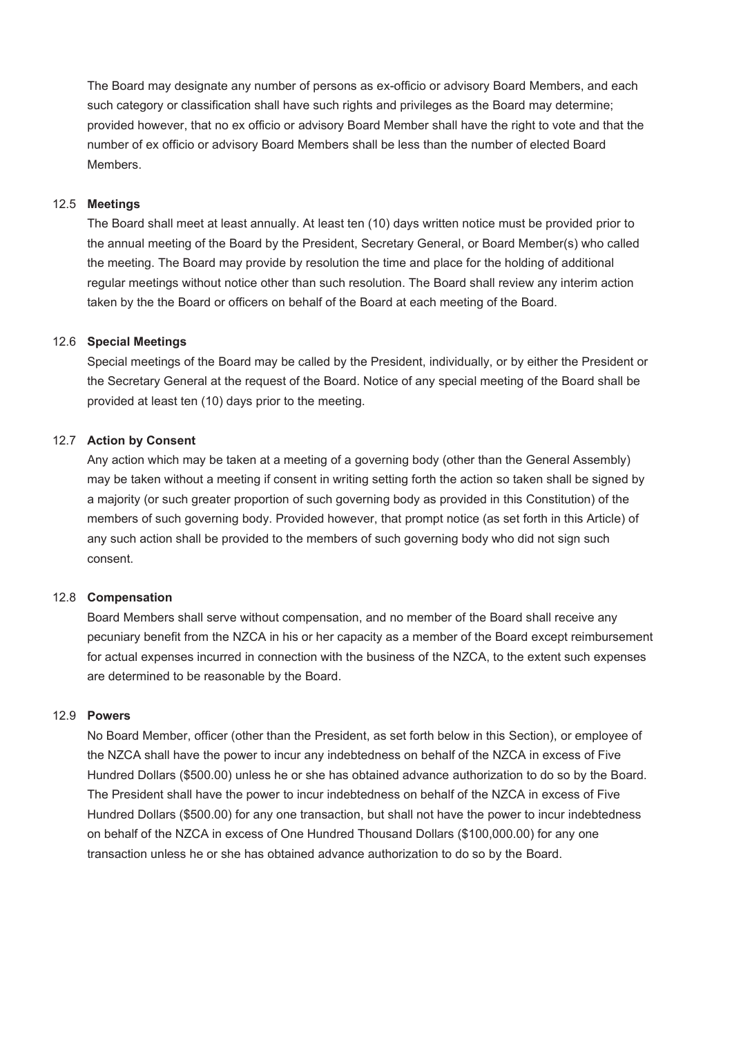The Board may designate any number of persons as ex-officio or advisory Board Members, and each such category or classification shall have such rights and privileges as the Board may determine; provided however, that no ex officio or advisory Board Member shall have the right to vote and that the number of ex officio or advisory Board Members shall be less than the number of elected Board Members.

### 12.5 **Meetings**

The Board shall meet at least annually. At least ten (10) days written notice must be provided prior to the annual meeting of the Board by the President, Secretary General, or Board Member(s) who called the meeting. The Board may provide by resolution the time and place for the holding of additional regular meetings without notice other than such resolution. The Board shall review any interim action taken by the the Board or officers on behalf of the Board at each meeting of the Board.

### 12.6 **Special Meetings**

Special meetings of the Board may be called by the President, individually, or by either the President or the Secretary General at the request of the Board. Notice of any special meeting of the Board shall be provided at least ten (10) days prior to the meeting.

### 12.7 **Action by Consent**

Any action which may be taken at a meeting of a governing body (other than the General Assembly) may be taken without a meeting if consent in writing setting forth the action so taken shall be signed by a majority (or such greater proportion of such governing body as provided in this Constitution) of the members of such governing body. Provided however, that prompt notice (as set forth in this Article) of any such action shall be provided to the members of such governing body who did not sign such consent.

### 12.8 **Compensation**

Board Members shall serve without compensation, and no member of the Board shall receive any pecuniary benefit from the NZCA in his or her capacity as a member of the Board except reimbursement for actual expenses incurred in connection with the business of the NZCA, to the extent such expenses are determined to be reasonable by the Board.

### 12.9 **Powers**

No Board Member, officer (other than the President, as set forth below in this Section), or employee of the NZCA shall have the power to incur any indebtedness on behalf of the NZCA in excess of Five Hundred Dollars ($500.00) unless he or she has obtained advance authorization to do so by the Board. The President shall have the power to incur indebtedness on behalf of the NZCA in excess of Five Hundred Dollars ($500.00) for any one transaction, but shall not have the power to incur indebtedness on behalf of the NZCA in excess of One Hundred Thousand Dollars ($100,000.00) for any one transaction unless he or she has obtained advance authorization to do so by the Board.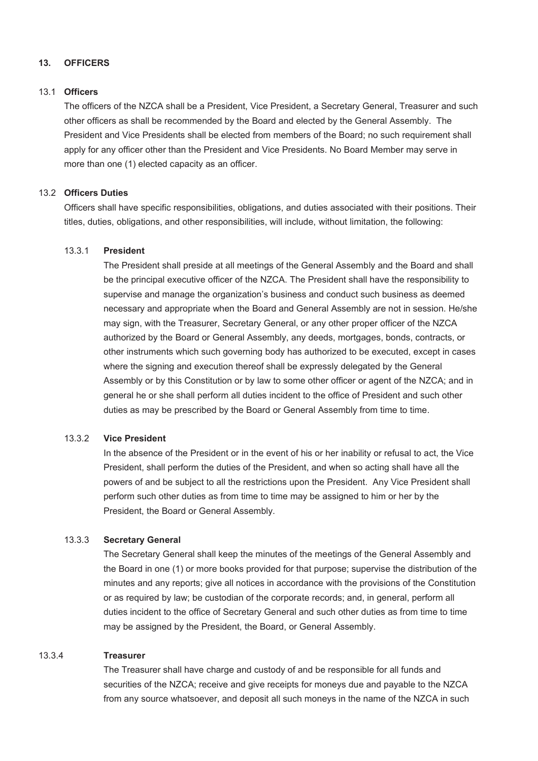## 13. OFFICERS

### 13.1 Officers

The officers of the NZCA shall be a President, Vice President, a Secretary General, Treasurer and such other officers as shall be recommended by the Board and elected by the General Assembly. The President and Vice Presidents shall be elected from members of the Board; no such requirement shall apply for any officer other than the President and Vice Presidents. No Board Member may serve in more than one (1) elected capacity as an officer.

### 13.2 Officers Duties

Officers shall have specific responsibilities, obligations, and duties associated with their positions. Their titles, duties, obligations, and other responsibilities, will include, without limitation, the following:

#### 13.3.1 President

The President shall preside at all meetings of the General Assembly and the Board and shall be the principal executive officer of the NZCA. The President shall have the responsibility to supervise and manage the organization's business and conduct such business as deemed necessary and appropriate when the Board and General Assembly are not in session. He/she may sign, with the Treasurer, Secretary General, or any other proper officer of the NZCA authorized by the Board or General Assembly, any deeds, mortgages, bonds, contracts, or other instruments which such governing body has authorized to be executed, except in cases where the signing and execution thereof shall be expressly delegated by the General Assembly or by this Constitution or by law to some other officer or agent of the NZCA; and in general he or she shall perform all duties incident to the office of President and such other duties as may be prescribed by the Board or General Assembly from time to time.

#### 13.3.2 Vice President

In the absence of the President or in the event of his or her inability or refusal to act, the Vice President, shall perform the duties of the President, and when so acting shall have all the powers of and be subject to all the restrictions upon the President. Any Vice President shall perform such other duties as from time to time may be assigned to him or her by the President, the Board or General Assembly.

#### 13.3.3 Secretary General

The Secretary General shall keep the minutes of the meetings of the General Assembly and the Board in one (1) or more books provided for that purpose; supervise the distribution of the minutes and any reports; give all notices in accordance with the provisions of the Constitution or as required by law; be custodian of the corporate records; and, in general, perform all duties incident to the office of Secretary General and such other duties as from time to time may be assigned by the President, the Board, or General Assembly.

#### 13.3.4 Treasurer

The Treasurer shall have charge and custody of and be responsible for all funds and securities of the NZCA; receive and give receipts for moneys due and payable to the NZCA from any source whatsoever, and deposit all such moneys in the name of the NZCA in such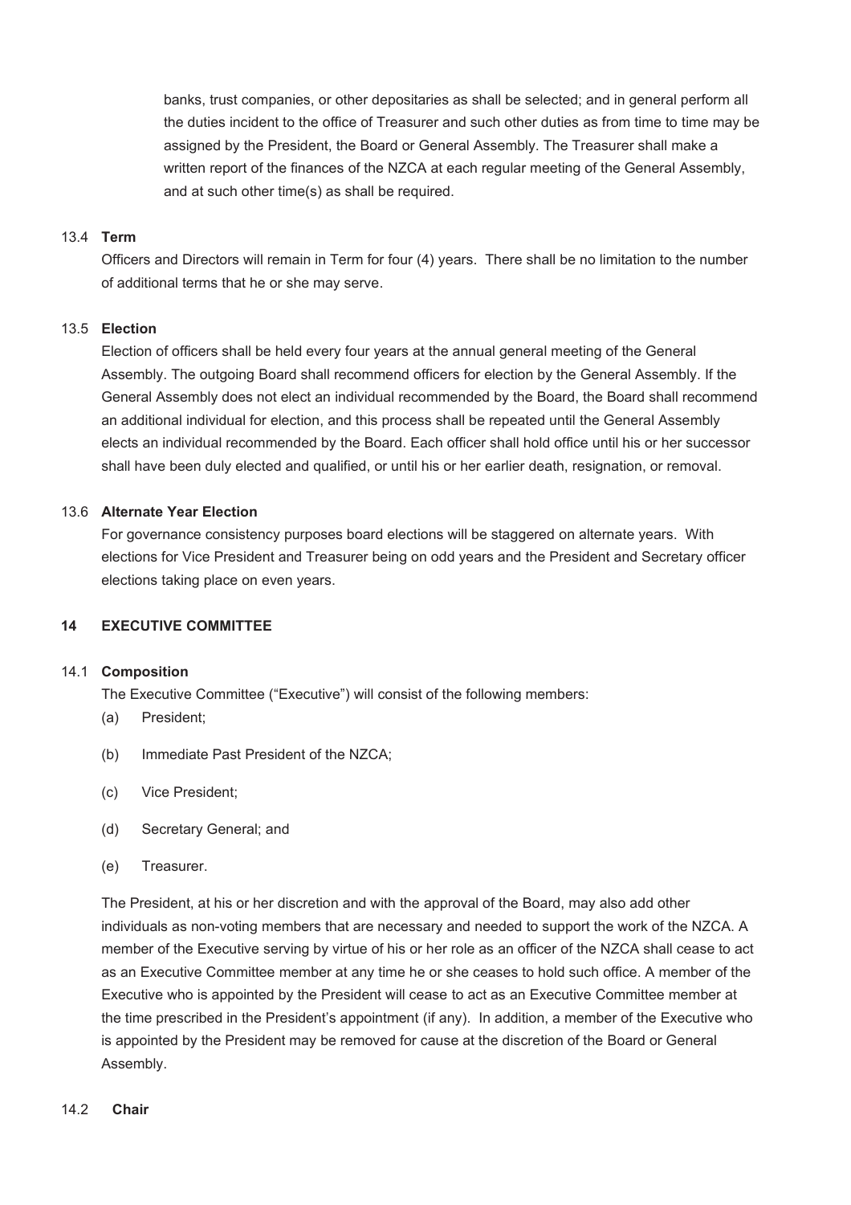banks, trust companies, or other depositaries as shall be selected; and in general perform all the duties incident to the office of Treasurer and such other duties as from time to time may be assigned by the President, the Board or General Assembly. The Treasurer shall make a written report of the finances of the NZCA at each regular meeting of the General Assembly, and at such other time(s) as shall be required.

### 13.4 Term

Officers and Directors will remain in Term for four (4) years. There shall be no limitation to the number of additional terms that he or she may serve.

### 13.5 Election

Election of officers shall be held every four years at the annual general meeting of the General Assembly. The outgoing Board shall recommend officers for election by the General Assembly. If the General Assembly does not elect an individual recommended by the Board, the Board shall recommend an additional individual for election, and this process shall be repeated until the General Assembly elects an individual recommended by the Board. Each officer shall hold office until his or her successor shall have been duly elected and qualified, or until his or her earlier death, resignation, or removal.

### 13.6 Alternate Year Election

For governance consistency purposes board elections will be staggered on alternate years. With elections for Vice President and Treasurer being on odd years and the President and Secretary officer elections taking place on even years.

## 14 EXECUTIVE COMMITTEE

### 14.1 Composition

The Executive Committee ("Executive") will consist of the following members:

(a) President;

(b) Immediate Past President of the NZCA;

(c) Vice President;

(d) Secretary General; and

(e) Treasurer.

The President, at his or her discretion and with the approval of the Board, may also add other individuals as non-voting members that are necessary and needed to support the work of the NZCA. A member of the Executive serving by virtue of his or her role as an officer of the NZCA shall cease to act as an Executive Committee member at any time he or she ceases to hold such office. A member of the Executive who is appointed by the President will cease to act as an Executive Committee member at the time prescribed in the President's appointment (if any). In addition, a member of the Executive who is appointed by the President may be removed for cause at the discretion of the Board or General Assembly.

### 14.2 Chair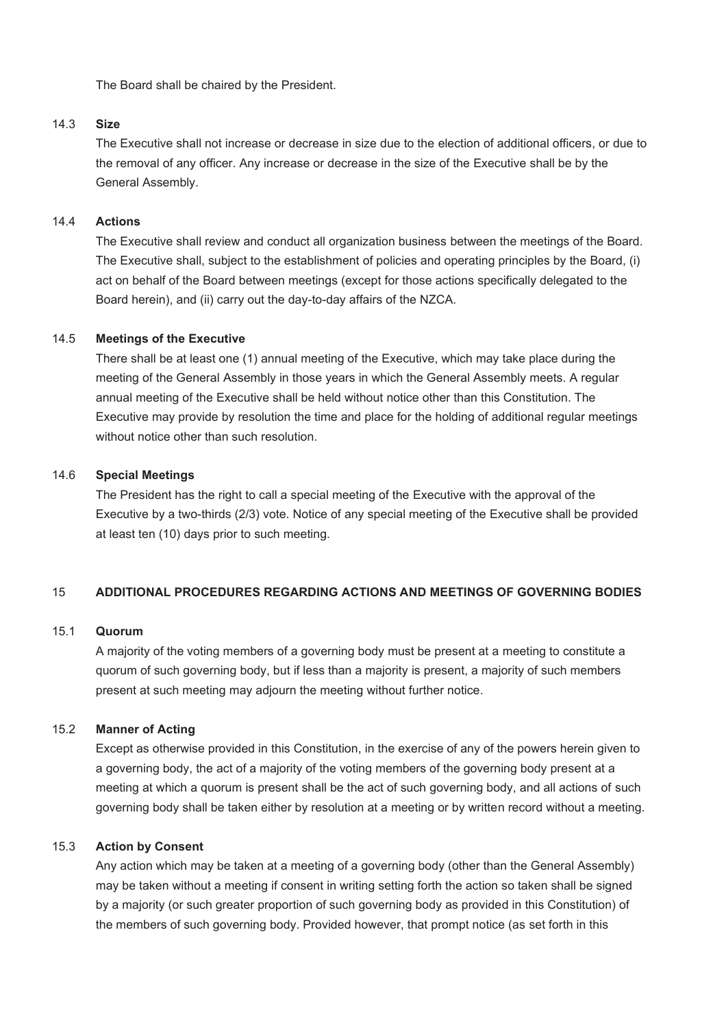The Board shall be chaired by the President.

### 14.3 Size

The Executive shall not increase or decrease in size due to the election of additional officers, or due to the removal of any officer. Any increase or decrease in the size of the Executive shall be by the General Assembly.

### 14.4 Actions

The Executive shall review and conduct all organization business between the meetings of the Board. The Executive shall, subject to the establishment of policies and operating principles by the Board, (i) act on behalf of the Board between meetings (except for those actions specifically delegated to the Board herein), and (ii) carry out the day-to-day affairs of the NZCA.

### 14.5 Meetings of the Executive

There shall be at least one (1) annual meeting of the Executive, which may take place during the meeting of the General Assembly in those years in which the General Assembly meets. A regular annual meeting of the Executive shall be held without notice other than this Constitution. The Executive may provide by resolution the time and place for the holding of additional regular meetings without notice other than such resolution.

### 14.6 Special Meetings

The President has the right to call a special meeting of the Executive with the approval of the Executive by a two-thirds (2/3) vote. Notice of any special meeting of the Executive shall be provided at least ten (10) days prior to such meeting.

## 15 ADDITIONAL PROCEDURES REGARDING ACTIONS AND MEETINGS OF GOVERNING BODIES

### 15.1 Quorum

A majority of the voting members of a governing body must be present at a meeting to constitute a quorum of such governing body, but if less than a majority is present, a majority of such members present at such meeting may adjourn the meeting without further notice.

### 15.2 Manner of Acting

Except as otherwise provided in this Constitution, in the exercise of any of the powers herein given to a governing body, the act of a majority of the voting members of the governing body present at a meeting at which a quorum is present shall be the act of such governing body, and all actions of such governing body shall be taken either by resolution at a meeting or by written record without a meeting.

### 15.3 Action by Consent

Any action which may be taken at a meeting of a governing body (other than the General Assembly) may be taken without a meeting if consent in writing setting forth the action so taken shall be signed by a majority (or such greater proportion of such governing body as provided in this Constitution) of the members of such governing body. Provided however, that prompt notice (as set forth in this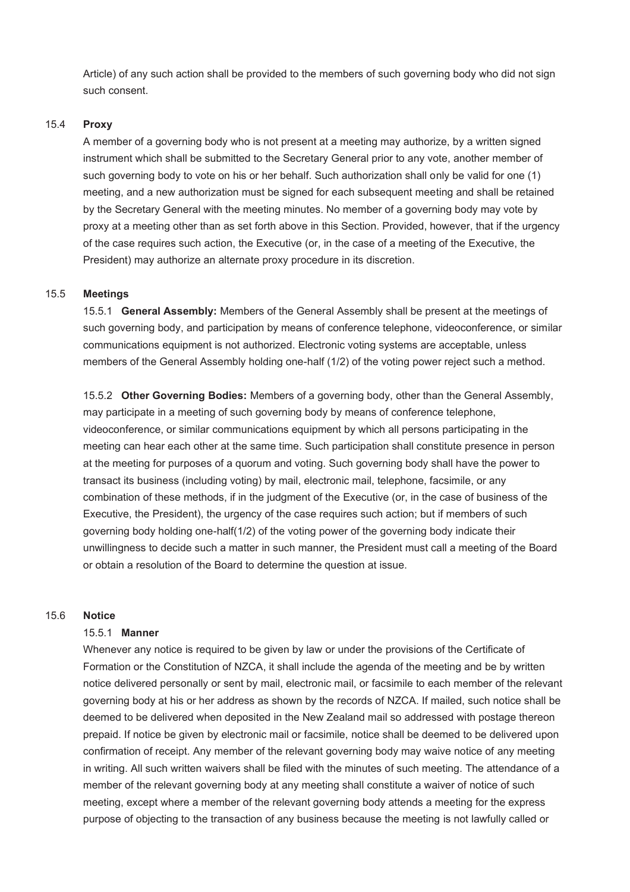Article) of any such action shall be provided to the members of such governing body who did not sign such consent.

### 15.4 Proxy

A member of a governing body who is not present at a meeting may authorize, by a written signed instrument which shall be submitted to the Secretary General prior to any vote, another member of such governing body to vote on his or her behalf. Such authorization shall only be valid for one (1) meeting, and a new authorization must be signed for each subsequent meeting and shall be retained by the Secretary General with the meeting minutes. No member of a governing body may vote by proxy at a meeting other than as set forth above in this Section. Provided, however, that if the urgency of the case requires such action, the Executive (or, in the case of a meeting of the Executive, the President) may authorize an alternate proxy procedure in its discretion.

### 15.5 Meetings

15.5.1 **General Assembly:** Members of the General Assembly shall be present at the meetings of such governing body, and participation by means of conference telephone, videoconference, or similar communications equipment is not authorized. Electronic voting systems are acceptable, unless members of the General Assembly holding one-half (1/2) of the voting power reject such a method.

15.5.2 **Other Governing Bodies:** Members of a governing body, other than the General Assembly, may participate in a meeting of such governing body by means of conference telephone, videoconference, or similar communications equipment by which all persons participating in the meeting can hear each other at the same time. Such participation shall constitute presence in person at the meeting for purposes of a quorum and voting. Such governing body shall have the power to transact its business (including voting) by mail, electronic mail, telephone, facsimile, or any combination of these methods, if in the judgment of the Executive (or, in the case of business of the Executive, the President), the urgency of the case requires such action; but if members of such governing body holding one-half(1/2) of the voting power of the governing body indicate their unwillingness to decide such a matter in such manner, the President must call a meeting of the Board or obtain a resolution of the Board to determine the question at issue.

### 15.6 Notice

#### 15.5.1 Manner

Whenever any notice is required to be given by law or under the provisions of the Certificate of Formation or the Constitution of NZCA, it shall include the agenda of the meeting and be by written notice delivered personally or sent by mail, electronic mail, or facsimile to each member of the relevant governing body at his or her address as shown by the records of NZCA. If mailed, such notice shall be deemed to be delivered when deposited in the New Zealand mail so addressed with postage thereon prepaid. If notice be given by electronic mail or facsimile, notice shall be deemed to be delivered upon confirmation of receipt. Any member of the relevant governing body may waive notice of any meeting in writing. All such written waivers shall be filed with the minutes of such meeting. The attendance of a member of the relevant governing body at any meeting shall constitute a waiver of notice of such meeting, except where a member of the relevant governing body attends a meeting for the express purpose of objecting to the transaction of any business because the meeting is not lawfully called or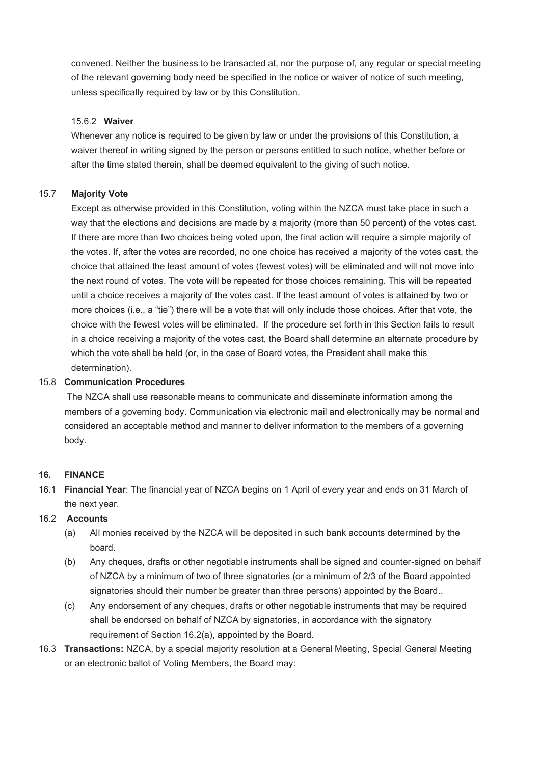convened. Neither the business to be transacted at, nor the purpose of, any regular or special meeting of the relevant governing body need be specified in the notice or waiver of notice of such meeting, unless specifically required by law or by this Constitution.

15.6.2 **Waiver**

Whenever any notice is required to be given by law or under the provisions of this Constitution, a waiver thereof in writing signed by the person or persons entitled to such notice, whether before or after the time stated therein, shall be deemed equivalent to the giving of such notice.

15.7 **Majority Vote**

Except as otherwise provided in this Constitution, voting within the NZCA must take place in such a way that the elections and decisions are made by a majority (more than 50 percent) of the votes cast. If there are more than two choices being voted upon, the final action will require a simple majority of the votes. If, after the votes are recorded, no one choice has received a majority of the votes cast, the choice that attained the least amount of votes (fewest votes) will be eliminated and will not move into the next round of votes. The vote will be repeated for those choices remaining. This will be repeated until a choice receives a majority of the votes cast. If the least amount of votes is attained by two or more choices (i.e., a "tie") there will be a vote that will only include those choices. After that vote, the choice with the fewest votes will be eliminated. If the procedure set forth in this Section fails to result in a choice receiving a majority of the votes cast, the Board shall determine an alternate procedure by which the vote shall be held (or, in the case of Board votes, the President shall make this determination).

15.8 **Communication Procedures**

The NZCA shall use reasonable means to communicate and disseminate information among the members of a governing body. Communication via electronic mail and electronically may be normal and considered an acceptable method and manner to deliver information to the members of a governing body.

## 16. FINANCE

16.1 **Financial Year**: The financial year of NZCA begins on 1 April of every year and ends on 31 March of the next year.

16.2 **Accounts**

(a) All monies received by the NZCA will be deposited in such bank accounts determined by the board.

(b) Any cheques, drafts or other negotiable instruments shall be signed and counter-signed on behalf of NZCA by a minimum of two of three signatories (or a minimum of 2/3 of the Board appointed signatories should their number be greater than three persons) appointed by the Board..

(c) Any endorsement of any cheques, drafts or other negotiable instruments that may be required shall be endorsed on behalf of NZCA by signatories, in accordance with the signatory requirement of Section 16.2(a), appointed by the Board.

16.3 **Transactions:** NZCA, by a special majority resolution at a General Meeting, Special General Meeting or an electronic ballot of Voting Members, the Board may: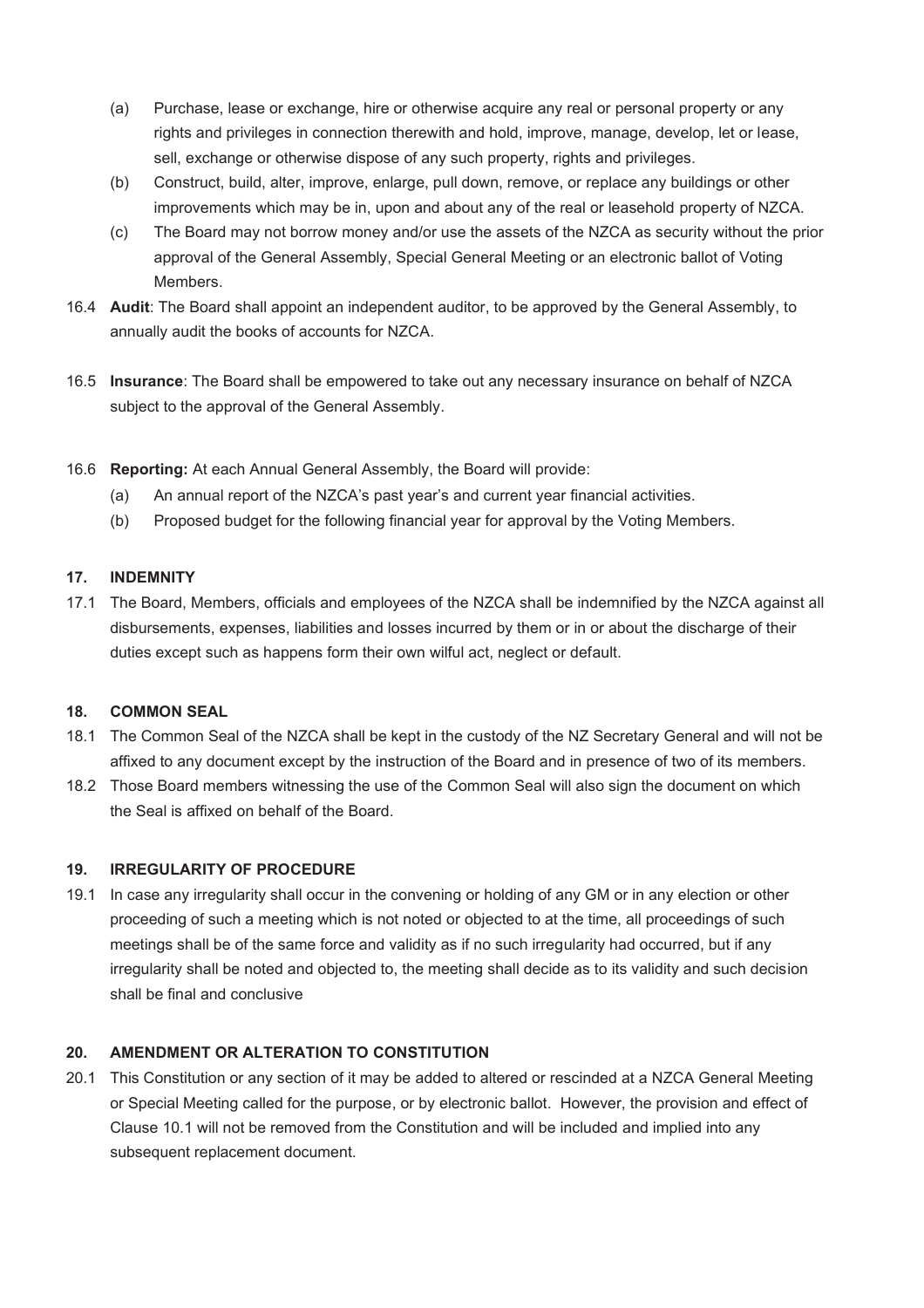(a) Purchase, lease or exchange, hire or otherwise acquire any real or personal property or any rights and privileges in connection therewith and hold, improve, manage, develop, let or lease, sell, exchange or otherwise dispose of any such property, rights and privileges.

(b) Construct, build, alter, improve, enlarge, pull down, remove, or replace any buildings or other improvements which may be in, upon and about any of the real or leasehold property of NZCA.

(c) The Board may not borrow money and/or use the assets of the NZCA as security without the prior approval of the General Assembly, Special General Meeting or an electronic ballot of Voting Members.

16.4 **Audit**: The Board shall appoint an independent auditor, to be approved by the General Assembly, to annually audit the books of accounts for NZCA.

16.5 **Insurance**: The Board shall be empowered to take out any necessary insurance on behalf of NZCA subject to the approval of the General Assembly.

16.6 **Reporting:** At each Annual General Assembly, the Board will provide:

(a) An annual report of the NZCA's past year's and current year financial activities.

(b) Proposed budget for the following financial year for approval by the Voting Members.

### 17. INDEMNITY

17.1 The Board, Members, officials and employees of the NZCA shall be indemnified by the NZCA against all disbursements, expenses, liabilities and losses incurred by them or in or about the discharge of their duties except such as happens form their own wilful act, neglect or default.

### 18. COMMON SEAL

18.1 The Common Seal of the NZCA shall be kept in the custody of the NZ Secretary General and will not be affixed to any document except by the instruction of the Board and in presence of two of its members.

18.2 Those Board members witnessing the use of the Common Seal will also sign the document on which the Seal is affixed on behalf of the Board.

### 19. IRREGULARITY OF PROCEDURE

19.1 In case any irregularity shall occur in the convening or holding of any GM or in any election or other proceeding of such a meeting which is not noted or objected to at the time, all proceedings of such meetings shall be of the same force and validity as if no such irregularity had occurred, but if any irregularity shall be noted and objected to, the meeting shall decide as to its validity and such decision shall be final and conclusive

### 20. AMENDMENT OR ALTERATION TO CONSTITUTION

20.1 This Constitution or any section of it may be added to altered or rescinded at a NZCA General Meeting or Special Meeting called for the purpose, or by electronic ballot. However, the provision and effect of Clause 10.1 will not be removed from the Constitution and will be included and implied into any subsequent replacement document.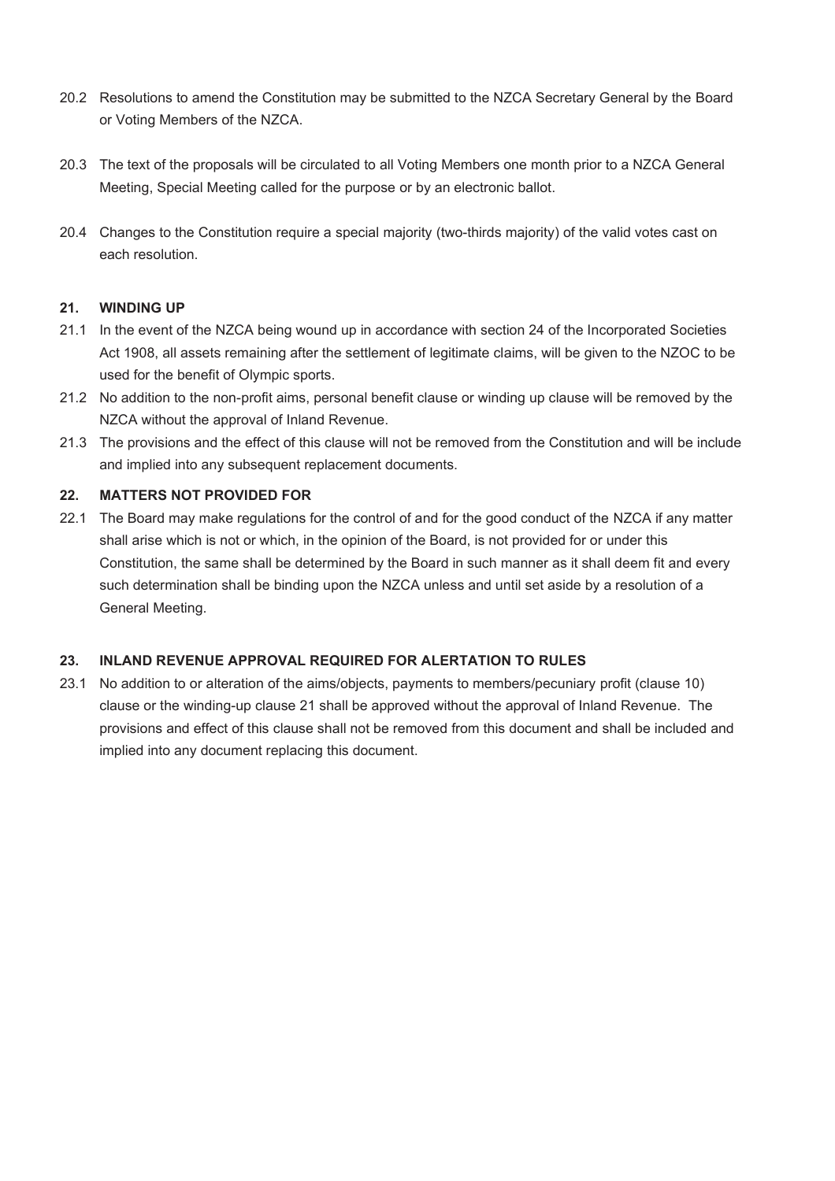20.2 Resolutions to amend the Constitution may be submitted to the NZCA Secretary General by the Board or Voting Members of the NZCA.

20.3 The text of the proposals will be circulated to all Voting Members one month prior to a NZCA General Meeting, Special Meeting called for the purpose or by an electronic ballot.

20.4 Changes to the Constitution require a special majority (two-thirds majority) of the valid votes cast on each resolution.

### 21. WINDING UP

21.1 In the event of the NZCA being wound up in accordance with section 24 of the Incorporated Societies Act 1908, all assets remaining after the settlement of legitimate claims, will be given to the NZOC to be used for the benefit of Olympic sports.

21.2 No addition to the non-profit aims, personal benefit clause or winding up clause will be removed by the NZCA without the approval of Inland Revenue.

21.3 The provisions and the effect of this clause will not be removed from the Constitution and will be include and implied into any subsequent replacement documents.

### 22. MATTERS NOT PROVIDED FOR

22.1 The Board may make regulations for the control of and for the good conduct of the NZCA if any matter shall arise which is not or which, in the opinion of the Board, is not provided for or under this Constitution, the same shall be determined by the Board in such manner as it shall deem fit and every such determination shall be binding upon the NZCA unless and until set aside by a resolution of a General Meeting.

### 23. INLAND REVENUE APPROVAL REQUIRED FOR ALERTATION TO RULES

23.1 No addition to or alteration of the aims/objects, payments to members/pecuniary profit (clause 10) clause or the winding-up clause 21 shall be approved without the approval of Inland Revenue. The provisions and effect of this clause shall not be removed from this document and shall be included and implied into any document replacing this document.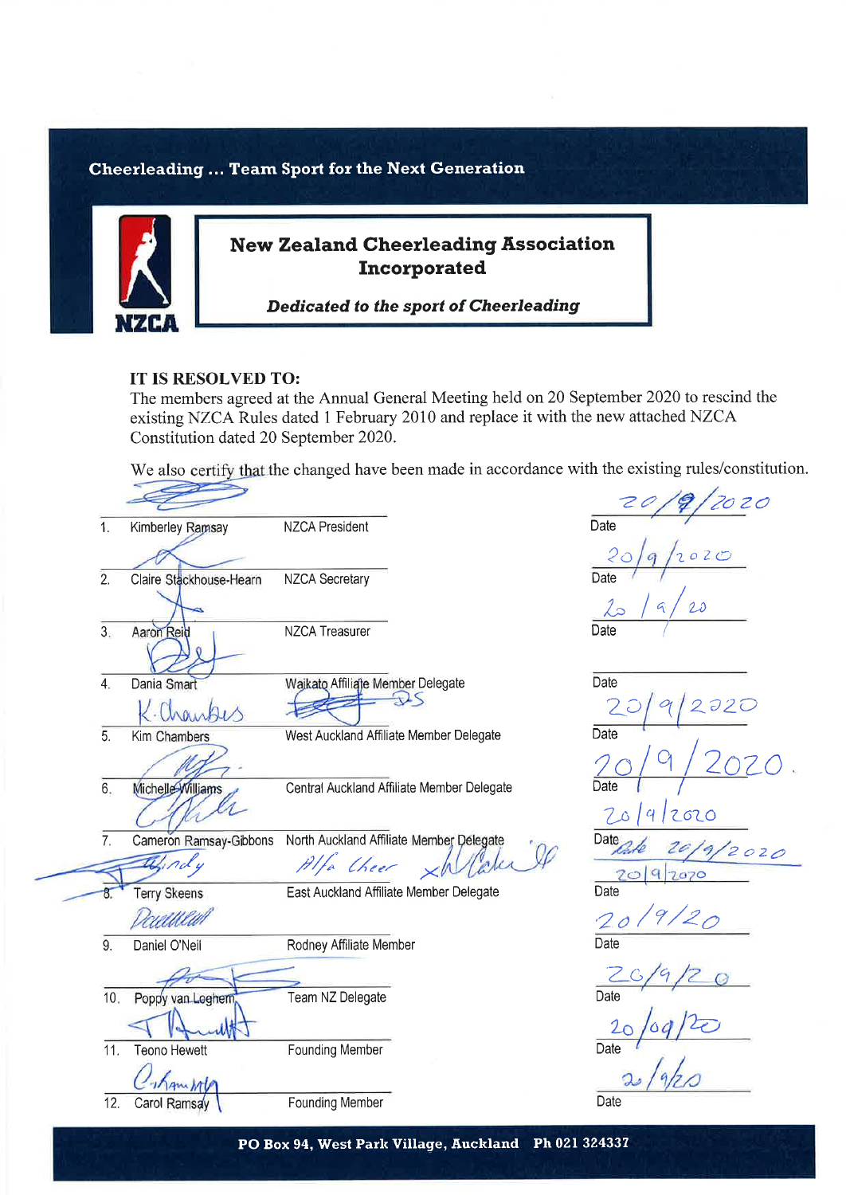Cheerleading … Team Sport for the Next Generation

**New Zealand Cheerleading Association Incorporated**

***Dedicated to the sport of Cheerleading***

**IT IS RESOLVED TO:**

The members agreed at the Annual General Meeting held on 20 September 2020 to rescind the existing NZCA Rules dated 1 February 2010 and replace it with the new attached NZCA Constitution dated 20 September 2020.

We also certify that the changed have been made in accordance with the existing rules/constitution.

| | Name | Role | Date |
|---|---|---|---|
| 1. | Kimberley Ramsay | NZCA President | 20/9/2020 |
| 2. | Claire Stackhouse-Hearn | NZCA Secretary | 20/9/2020 |
| 3. | Aaron Reid | NZCA Treasurer | 20/9/20 |
| 4. | Dania Smart | Waikato Affiliate Member Delegate | 20/9/2020 |
| 5. | Kim Chambers | West Auckland Affiliate Member Delegate | 20/9/2020. |
| 6. | Michelle Williams | Central Auckland Affiliate Member Delegate | 20/9/2020 |
| 7. | Cameron Ramsay-Gibbons | North Auckland Affiliate Member Delegate | 20/9/2020 |
| 8. | Terry Skeens | East Auckland Affiliate Member Delegate | 20/9/2020 |
| 9. | Daniel O'Neil | Rodney Affiliate Member | 20/9/20 |
| 10. | Poppy van Leghem | Team NZ Delegate | 20/9/20 |
| 11. | Teono Hewett | Founding Member | 20/09/20 |
| 12. | Carol Ramsay | Founding Member | 20/9/20 |

PO Box 94, West Park Village, Auckland Ph 021 324337